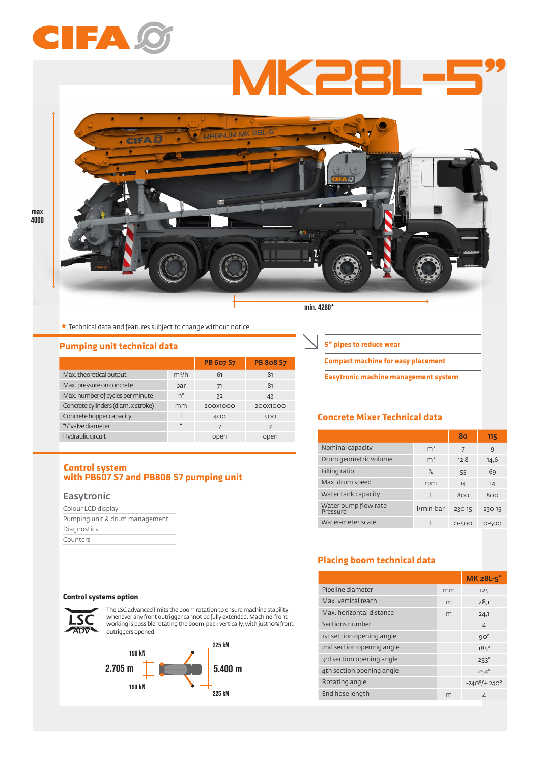# CIFA

# MK28L-5"

max 4000

min. 4260*

\* Technical data and features subject to change without notice

## Pumping unit technical data

| | | PB 607 S7 | PB 808 S7 |
|---|---|---|---|
| Max. theoretical output | $m^3/h$ | 61 | 81 |
| Max. pressure on concrete | bar | 71 | 81 |
| Max. number of cycles per minute | n° | 32 | 43 |
| Concrete cylinders (diam. x stroke) | mm | 200x1000 | 200x1000 |
| Concrete hopper capacity | l | 400 | 500 |
| "S" valve diameter | " | 7 | 7 |
| Hydraulic circuit | | open | open |

## Control system with PB607 S7 and PB808 S7 pumping unit

### Easytronic

- Colour LCD display
- Pumping unit & drum management
- Diagnostics
- Counters

### Control systems option

LSC ADV

The LSC advanced limits the boom rotation to ensure machine stability whenever any front outrigger cannot be fully extended. Machine-front working is possible rotating the boom-pack vertically, with just 10% front outriggers opened.

190 kN — 2.705 m — 190 kN

225 kN — 5.400 m — 225 kN

- 5" pipes to reduce wear
- Compact machine for easy placement
- Easytronic machine management system

## Concrete Mixer Technical data

| | | 80 | 115 |
|---|---|---|---|
| Nominal capacity | $m^3$ | 7 | 9 |
| Drum geometric volume | $m^3$ | 12,8 | 14,6 |
| Filling ratio | % | 55 | 69 |
| Max. drum speed | rpm | 14 | 14 |
| Water tank capacity | l | 800 | 800 |
| Water pump flow rate Pressure | l/min-bar | 230-15 | 230-15 |
| Water-meter scale | l | 0-500 | 0-500 |

## Placing boom technical data

| | | MK 28L-5" |
|---|---|---|
| Pipeline diameter | mm | 125 |
| Max. vertical reach | m | 28,1 |
| Max. horizontal distance | m | 24,1 |
| Sections number | | 4 |
| 1st section opening angle | | 90° |
| 2nd section opening angle | | 185° |
| 3rd section opening angle | | 253° |
| 4th section opening angle | | 254° |
| Rotating angle | | -240°/+ 240° |
| End hose length | m | 4 |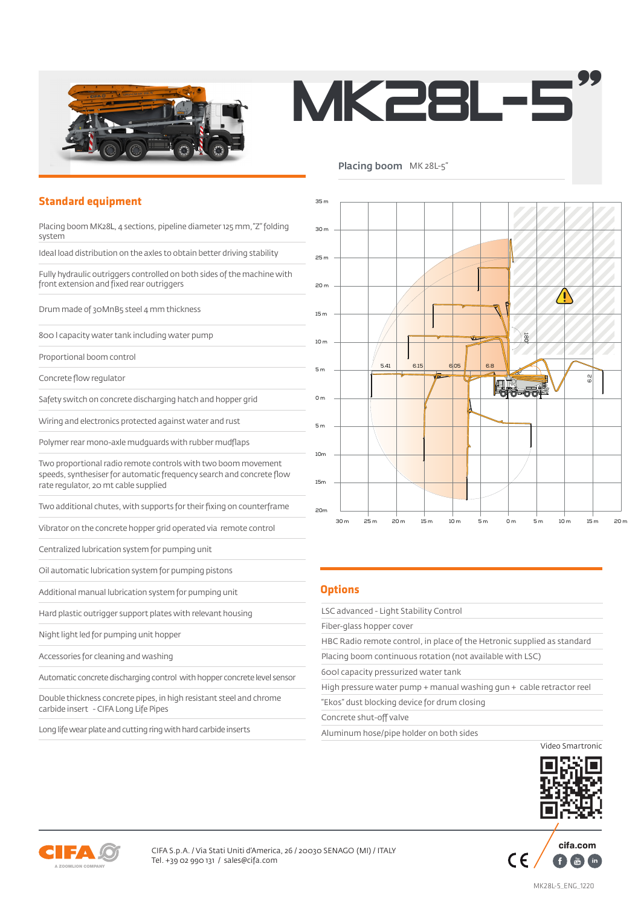# MK28L-5"

**Placing boom** MK 28L-5"

35 m
30 m
25 m
20 m
15 m
10 m
5 m
0 m
5 m
10m
15m
20m

30 m 25 m 20 m 15 m 10 m 5 m 0 m 5 m 10 m 15 m 20 m

5.41 6.15 6.05 6.8

180°

6.2

## Standard equipment

- Placing boom MK28L, 4 sections, pipeline diameter 125 mm, "Z" folding system
- Ideal load distribution on the axles to obtain better driving stability
- Fully hydraulic outriggers controlled on both sides of the machine with front extension and fixed rear outriggers
- Drum made of 30MnB5 steel 4 mm thickness
- 800 l capacity water tank including water pump
- Proportional boom control
- Concrete flow regulator
- Safety switch on concrete discharging hatch and hopper grid
- Wiring and electronics protected against water and rust
- Polymer rear mono-axle mudguards with rubber mudflaps
- Two proportional radio remote controls with two boom movement speeds, synthesiser for automatic frequency search and concrete flow rate regulator, 20 mt cable supplied
- Two additional chutes, with supports for their fixing on counterframe
- Vibrator on the concrete hopper grid operated via remote control
- Centralized lubrication system for pumping unit
- Oil automatic lubrication system for pumping pistons
- Additional manual lubrication system for pumping unit
- Hard plastic outrigger support plates with relevant housing
- Night light led for pumping unit hopper
- Accessories for cleaning and washing
- Automatic concrete discharging control with hopper concrete level sensor
- Double thickness concrete pipes, in high resistant steel and chrome carbide insert - CIFA Long Life Pipes
- Long life wear plate and cutting ring with hard carbide inserts

## Options

- LSC advanced - Light Stability Control
- Fiber-glass hopper cover
- HBC Radio remote control, in place of the Hetronic supplied as standard
- Placing boom continuous rotation (not available with LSC)
- 600l capacity pressurized water tank
- High pressure water pump + manual washing gun + cable retractor reel
- "Ekos" dust blocking device for drum closing
- Concrete shut-off valve
- Aluminum hose/pipe holder on both sides

Video Smartronic

CIFA S.p.A. / Via Stati Uniti d'America, 26 / 20030 SENAGO (MI) / ITALY
Tel. +39 02 990 131 / sales@cifa.com

cifa.com

MK28L-5_ENG_1220